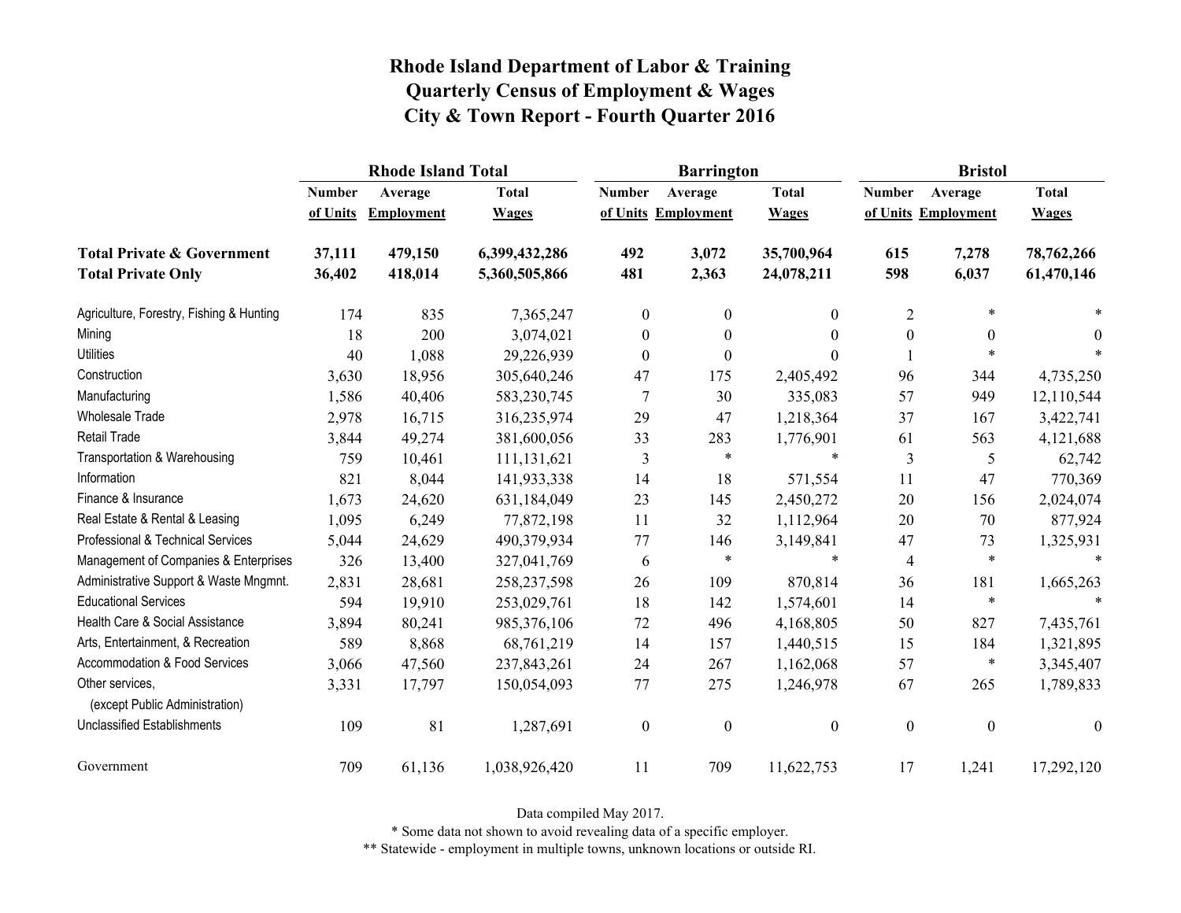# Rhode Island Department of Labor & Training
# Quarterly Census of Employment & Wages
# City & Town Report - Fourth Quarter 2016

| | Rhode Island Total | | | Barrington | | | Bristol | | |
|---|---|---|---|---|---|---|---|---|---|
| | Number of Units | Average Employment | Total Wages | Number of Units | Average Employment | Total Wages | Number of Units | Average Employment | Total Wages |
| **Total Private & Government** | **37,111** | **479,150** | **6,399,432,286** | **492** | **3,072** | **35,700,964** | **615** | **7,278** | **78,762,266** |
| **Total Private Only** | **36,402** | **418,014** | **5,360,505,866** | **481** | **2,363** | **24,078,211** | **598** | **6,037** | **61,470,146** |
| Agriculture, Forestry, Fishing & Hunting | 174 | 835 | 7,365,247 | 0 | 0 | 0 | 2 | * | * |
| Mining | 18 | 200 | 3,074,021 | 0 | 0 | 0 | 0 | 0 | 0 |
| Utilities | 40 | 1,088 | 29,226,939 | 0 | 0 | 0 | 1 | * | * |
| Construction | 3,630 | 18,956 | 305,640,246 | 47 | 175 | 2,405,492 | 96 | 344 | 4,735,250 |
| Manufacturing | 1,586 | 40,406 | 583,230,745 | 7 | 30 | 335,083 | 57 | 949 | 12,110,544 |
| Wholesale Trade | 2,978 | 16,715 | 316,235,974 | 29 | 47 | 1,218,364 | 37 | 167 | 3,422,741 |
| Retail Trade | 3,844 | 49,274 | 381,600,056 | 33 | 283 | 1,776,901 | 61 | 563 | 4,121,688 |
| Transportation & Warehousing | 759 | 10,461 | 111,131,621 | 3 | * | * | 3 | 5 | 62,742 |
| Information | 821 | 8,044 | 141,933,338 | 14 | 18 | 571,554 | 11 | 47 | 770,369 |
| Finance & Insurance | 1,673 | 24,620 | 631,184,049 | 23 | 145 | 2,450,272 | 20 | 156 | 2,024,074 |
| Real Estate & Rental & Leasing | 1,095 | 6,249 | 77,872,198 | 11 | 32 | 1,112,964 | 20 | 70 | 877,924 |
| Professional & Technical Services | 5,044 | 24,629 | 490,379,934 | 77 | 146 | 3,149,841 | 47 | 73 | 1,325,931 |
| Management of Companies & Enterprises | 326 | 13,400 | 327,041,769 | 6 | * | * | 4 | * | * |
| Administrative Support & Waste Mngmnt. | 2,831 | 28,681 | 258,237,598 | 26 | 109 | 870,814 | 36 | 181 | 1,665,263 |
| Educational Services | 594 | 19,910 | 253,029,761 | 18 | 142 | 1,574,601 | 14 | * | * |
| Health Care & Social Assistance | 3,894 | 80,241 | 985,376,106 | 72 | 496 | 4,168,805 | 50 | 827 | 7,435,761 |
| Arts, Entertainment, & Recreation | 589 | 8,868 | 68,761,219 | 14 | 157 | 1,440,515 | 15 | 184 | 1,321,895 |
| Accommodation & Food Services | 3,066 | 47,560 | 237,843,261 | 24 | 267 | 1,162,068 | 57 | * | 3,345,407 |
| Other services, (except Public Administration) | 3,331 | 17,797 | 150,054,093 | 77 | 275 | 1,246,978 | 67 | 265 | 1,789,833 |
| Unclassified Establishments | 109 | 81 | 1,287,691 | 0 | 0 | 0 | 0 | 0 | 0 |
| Government | 709 | 61,136 | 1,038,926,420 | 11 | 709 | 11,622,753 | 17 | 1,241 | 17,292,120 |

Data compiled May 2017.

* Some data not shown to avoid revealing data of a specific employer.

** Statewide - employment in multiple towns, unknown locations or outside RI.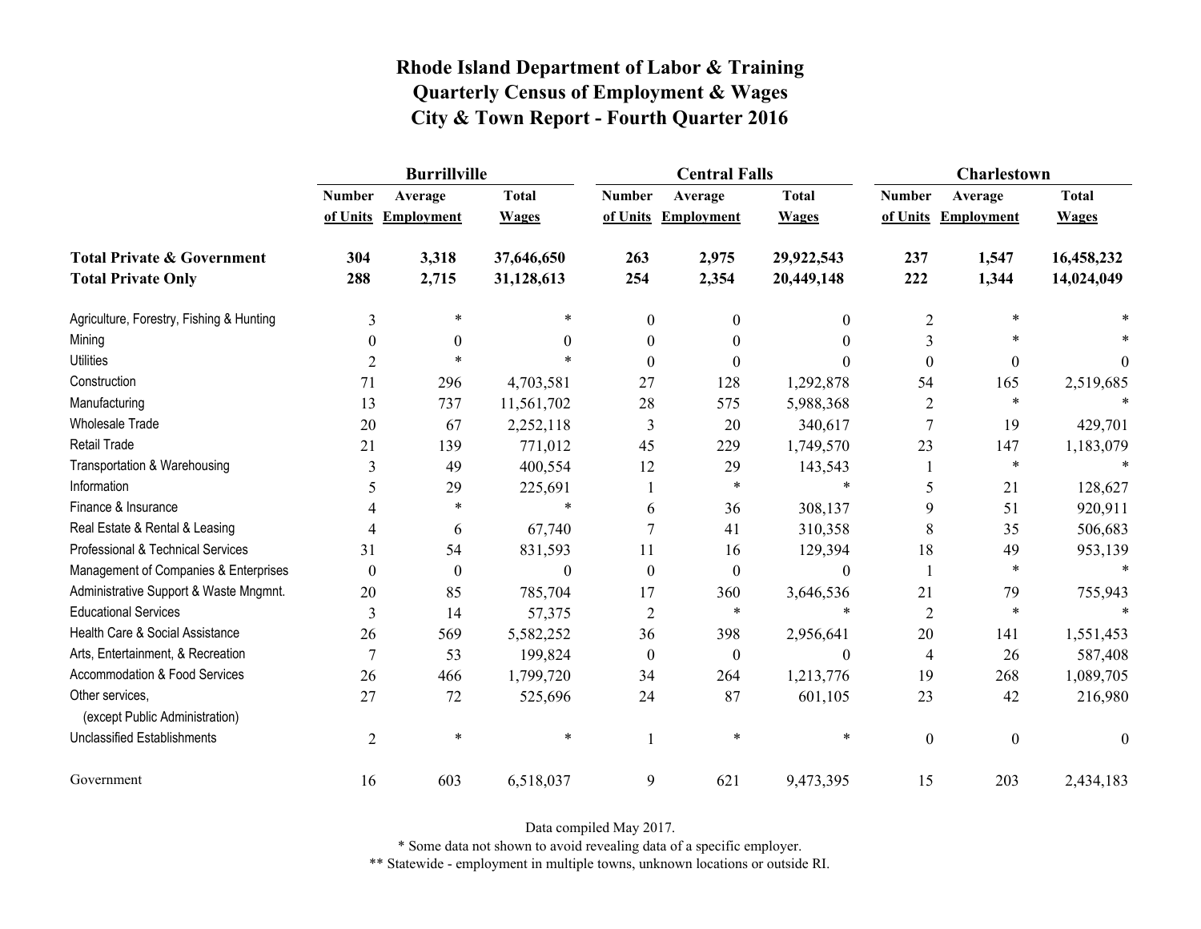# Rhode Island Department of Labor & Training
# Quarterly Census of Employment & Wages
# City & Town Report - Fourth Quarter 2016

| | Burrillville | | | Central Falls | | | Charlestown | | |
|---|---|---|---|---|---|---|---|---|---|
| | Number of Units | Average Employment | Total Wages | Number of Units | Average Employment | Total Wages | Number of Units | Average Employment | Total Wages |
| **Total Private & Government** | **304** | **3,318** | **37,646,650** | **263** | **2,975** | **29,922,543** | **237** | **1,547** | **16,458,232** |
| **Total Private Only** | **288** | **2,715** | **31,128,613** | **254** | **2,354** | **20,449,148** | **222** | **1,344** | **14,024,049** |
| Agriculture, Forestry, Fishing & Hunting | 3 | * | * | 0 | 0 | 0 | 2 | * | * |
| Mining | 0 | 0 | 0 | 0 | 0 | 0 | 3 | * | * |
| Utilities | 2 | * | * | 0 | 0 | 0 | 0 | 0 | 0 |
| Construction | 71 | 296 | 4,703,581 | 27 | 128 | 1,292,878 | 54 | 165 | 2,519,685 |
| Manufacturing | 13 | 737 | 11,561,702 | 28 | 575 | 5,988,368 | 2 | * | * |
| Wholesale Trade | 20 | 67 | 2,252,118 | 3 | 20 | 340,617 | 7 | 19 | 429,701 |
| Retail Trade | 21 | 139 | 771,012 | 45 | 229 | 1,749,570 | 23 | 147 | 1,183,079 |
| Transportation & Warehousing | 3 | 49 | 400,554 | 12 | 29 | 143,543 | 1 | * | * |
| Information | 5 | 29 | 225,691 | 1 | * | * | 5 | 21 | 128,627 |
| Finance & Insurance | 4 | * | * | 6 | 36 | 308,137 | 9 | 51 | 920,911 |
| Real Estate & Rental & Leasing | 4 | 6 | 67,740 | 7 | 41 | 310,358 | 8 | 35 | 506,683 |
| Professional & Technical Services | 31 | 54 | 831,593 | 11 | 16 | 129,394 | 18 | 49 | 953,139 |
| Management of Companies & Enterprises | 0 | 0 | 0 | 0 | 0 | 0 | 1 | * | * |
| Administrative Support & Waste Mngmnt. | 20 | 85 | 785,704 | 17 | 360 | 3,646,536 | 21 | 79 | 755,943 |
| Educational Services | 3 | 14 | 57,375 | 2 | * | * | 2 | * | * |
| Health Care & Social Assistance | 26 | 569 | 5,582,252 | 36 | 398 | 2,956,641 | 20 | 141 | 1,551,453 |
| Arts, Entertainment, & Recreation | 7 | 53 | 199,824 | 0 | 0 | 0 | 4 | 26 | 587,408 |
| Accommodation & Food Services | 26 | 466 | 1,799,720 | 34 | 264 | 1,213,776 | 19 | 268 | 1,089,705 |
| Other services, (except Public Administration) | 27 | 72 | 525,696 | 24 | 87 | 601,105 | 23 | 42 | 216,980 |
| Unclassified Establishments | 2 | * | * | 1 | * | * | 0 | 0 | 0 |
| Government | 16 | 603 | 6,518,037 | 9 | 621 | 9,473,395 | 15 | 203 | 2,434,183 |

Data compiled May 2017.

* Some data not shown to avoid revealing data of a specific employer.

** Statewide - employment in multiple towns, unknown locations or outside RI.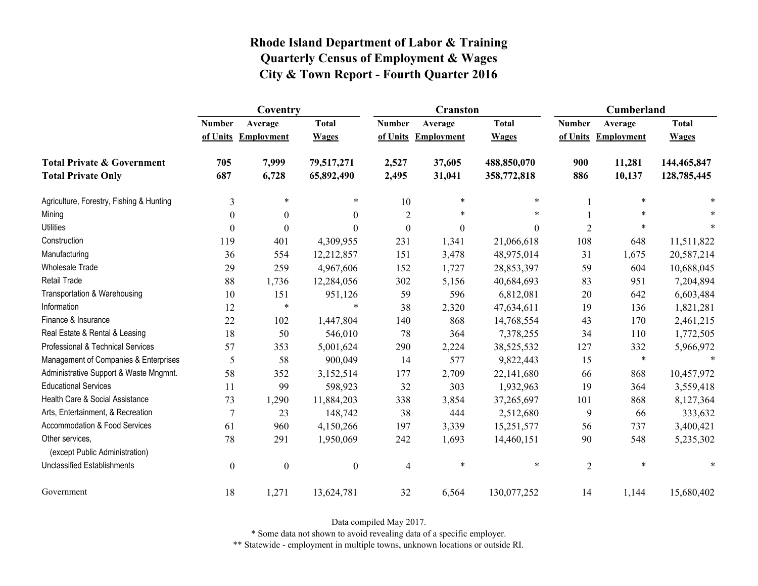# Rhode Island Department of Labor & Training
## Quarterly Census of Employment & Wages
## City & Town Report - Fourth Quarter 2016

| | Coventry | | | Cranston | | | Cumberland | | |
|---|---|---|---|---|---|---|---|---|---|
| | Number of Units | Average Employment | Total Wages | Number of Units | Average Employment | Total Wages | Number of Units | Average Employment | Total Wages |
| **Total Private & Government** | **705** | **7,999** | **79,517,271** | **2,527** | **37,605** | **488,850,070** | **900** | **11,281** | **144,465,847** |
| **Total Private Only** | **687** | **6,728** | **65,892,490** | **2,495** | **31,041** | **358,772,818** | **886** | **10,137** | **128,785,445** |
| Agriculture, Forestry, Fishing & Hunting | 3 | * | * | 10 | * | * | 1 | * | * |
| Mining | 0 | 0 | 0 | 2 | * | * | 1 | * | * |
| Utilities | 0 | 0 | 0 | 0 | 0 | 0 | 2 | * | * |
| Construction | 119 | 401 | 4,309,955 | 231 | 1,341 | 21,066,618 | 108 | 648 | 11,511,822 |
| Manufacturing | 36 | 554 | 12,212,857 | 151 | 3,478 | 48,975,014 | 31 | 1,675 | 20,587,214 |
| Wholesale Trade | 29 | 259 | 4,967,606 | 152 | 1,727 | 28,853,397 | 59 | 604 | 10,688,045 |
| Retail Trade | 88 | 1,736 | 12,284,056 | 302 | 5,156 | 40,684,693 | 83 | 951 | 7,204,894 |
| Transportation & Warehousing | 10 | 151 | 951,126 | 59 | 596 | 6,812,081 | 20 | 642 | 6,603,484 |
| Information | 12 | * | * | 38 | 2,320 | 47,634,611 | 19 | 136 | 1,821,281 |
| Finance & Insurance | 22 | 102 | 1,447,804 | 140 | 868 | 14,768,554 | 43 | 170 | 2,461,215 |
| Real Estate & Rental & Leasing | 18 | 50 | 546,010 | 78 | 364 | 7,378,255 | 34 | 110 | 1,772,505 |
| Professional & Technical Services | 57 | 353 | 5,001,624 | 290 | 2,224 | 38,525,532 | 127 | 332 | 5,966,972 |
| Management of Companies & Enterprises | 5 | 58 | 900,049 | 14 | 577 | 9,822,443 | 15 | * | * |
| Administrative Support & Waste Mngmnt. | 58 | 352 | 3,152,514 | 177 | 2,709 | 22,141,680 | 66 | 868 | 10,457,972 |
| Educational Services | 11 | 99 | 598,923 | 32 | 303 | 1,932,963 | 19 | 364 | 3,559,418 |
| Health Care & Social Assistance | 73 | 1,290 | 11,884,203 | 338 | 3,854 | 37,265,697 | 101 | 868 | 8,127,364 |
| Arts, Entertainment, & Recreation | 7 | 23 | 148,742 | 38 | 444 | 2,512,680 | 9 | 66 | 333,632 |
| Accommodation & Food Services | 61 | 960 | 4,150,266 | 197 | 3,339 | 15,251,577 | 56 | 737 | 3,400,421 |
| Other services, (except Public Administration) | 78 | 291 | 1,950,069 | 242 | 1,693 | 14,460,151 | 90 | 548 | 5,235,302 |
| Unclassified Establishments | 0 | 0 | 0 | 4 | * | * | 2 | * | * |
| Government | 18 | 1,271 | 13,624,781 | 32 | 6,564 | 130,077,252 | 14 | 1,144 | 15,680,402 |

Data compiled May 2017.

* Some data not shown to avoid revealing data of a specific employer.

** Statewide - employment in multiple towns, unknown locations or outside RI.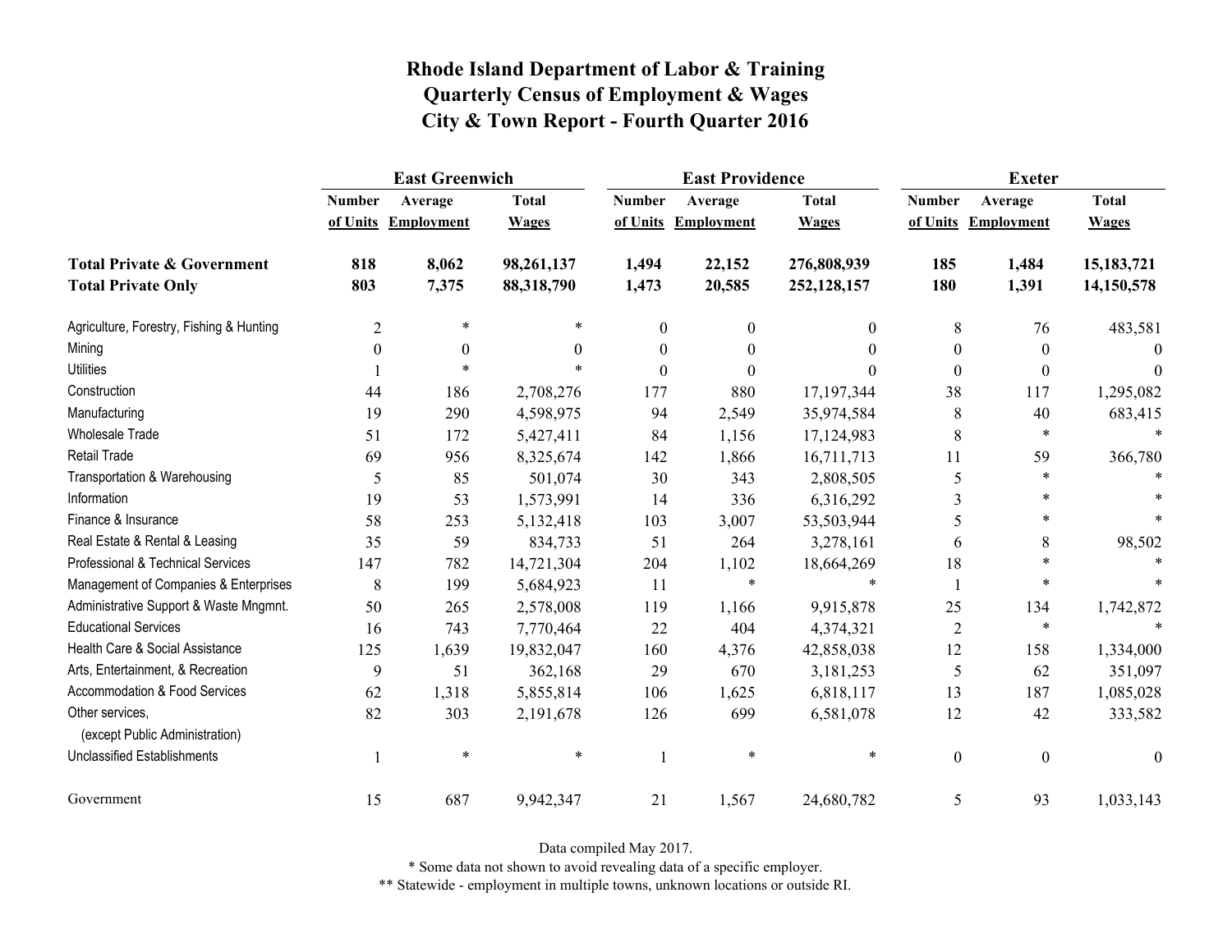# Rhode Island Department of Labor & Training
# Quarterly Census of Employment & Wages
# City & Town Report - Fourth Quarter 2016

| | East Greenwich | | | East Providence | | | Exeter | | |
|---|---|---|---|---|---|---|---|---|---|
| | Number of Units | Average Employment | Total Wages | Number of Units | Average Employment | Total Wages | Number of Units | Average Employment | Total Wages |
| **Total Private & Government** | **818** | **8,062** | **98,261,137** | **1,494** | **22,152** | **276,808,939** | **185** | **1,484** | **15,183,721** |
| **Total Private Only** | **803** | **7,375** | **88,318,790** | **1,473** | **20,585** | **252,128,157** | **180** | **1,391** | **14,150,578** |
| Agriculture, Forestry, Fishing & Hunting | 2 | * | * | 0 | 0 | 0 | 8 | 76 | 483,581 |
| Mining | 0 | 0 | 0 | 0 | 0 | 0 | 0 | 0 | 0 |
| Utilities | 1 | * | * | 0 | 0 | 0 | 0 | 0 | 0 |
| Construction | 44 | 186 | 2,708,276 | 177 | 880 | 17,197,344 | 38 | 117 | 1,295,082 |
| Manufacturing | 19 | 290 | 4,598,975 | 94 | 2,549 | 35,974,584 | 8 | 40 | 683,415 |
| Wholesale Trade | 51 | 172 | 5,427,411 | 84 | 1,156 | 17,124,983 | 8 | * | * |
| Retail Trade | 69 | 956 | 8,325,674 | 142 | 1,866 | 16,711,713 | 11 | 59 | 366,780 |
| Transportation & Warehousing | 5 | 85 | 501,074 | 30 | 343 | 2,808,505 | 5 | * | * |
| Information | 19 | 53 | 1,573,991 | 14 | 336 | 6,316,292 | 3 | * | * |
| Finance & Insurance | 58 | 253 | 5,132,418 | 103 | 3,007 | 53,503,944 | 5 | * | * |
| Real Estate & Rental & Leasing | 35 | 59 | 834,733 | 51 | 264 | 3,278,161 | 6 | 8 | 98,502 |
| Professional & Technical Services | 147 | 782 | 14,721,304 | 204 | 1,102 | 18,664,269 | 18 | * | * |
| Management of Companies & Enterprises | 8 | 199 | 5,684,923 | 11 | * | * | 1 | * | * |
| Administrative Support & Waste Mngmnt. | 50 | 265 | 2,578,008 | 119 | 1,166 | 9,915,878 | 25 | 134 | 1,742,872 |
| Educational Services | 16 | 743 | 7,770,464 | 22 | 404 | 4,374,321 | 2 | * | * |
| Health Care & Social Assistance | 125 | 1,639 | 19,832,047 | 160 | 4,376 | 42,858,038 | 12 | 158 | 1,334,000 |
| Arts, Entertainment, & Recreation | 9 | 51 | 362,168 | 29 | 670 | 3,181,253 | 5 | 62 | 351,097 |
| Accommodation & Food Services | 62 | 1,318 | 5,855,814 | 106 | 1,625 | 6,818,117 | 13 | 187 | 1,085,028 |
| Other services, (except Public Administration) | 82 | 303 | 2,191,678 | 126 | 699 | 6,581,078 | 12 | 42 | 333,582 |
| Unclassified Establishments | 1 | * | * | 1 | * | * | 0 | 0 | 0 |
| Government | 15 | 687 | 9,942,347 | 21 | 1,567 | 24,680,782 | 5 | 93 | 1,033,143 |

Data compiled May 2017.

* Some data not shown to avoid revealing data of a specific employer.

** Statewide - employment in multiple towns, unknown locations or outside RI.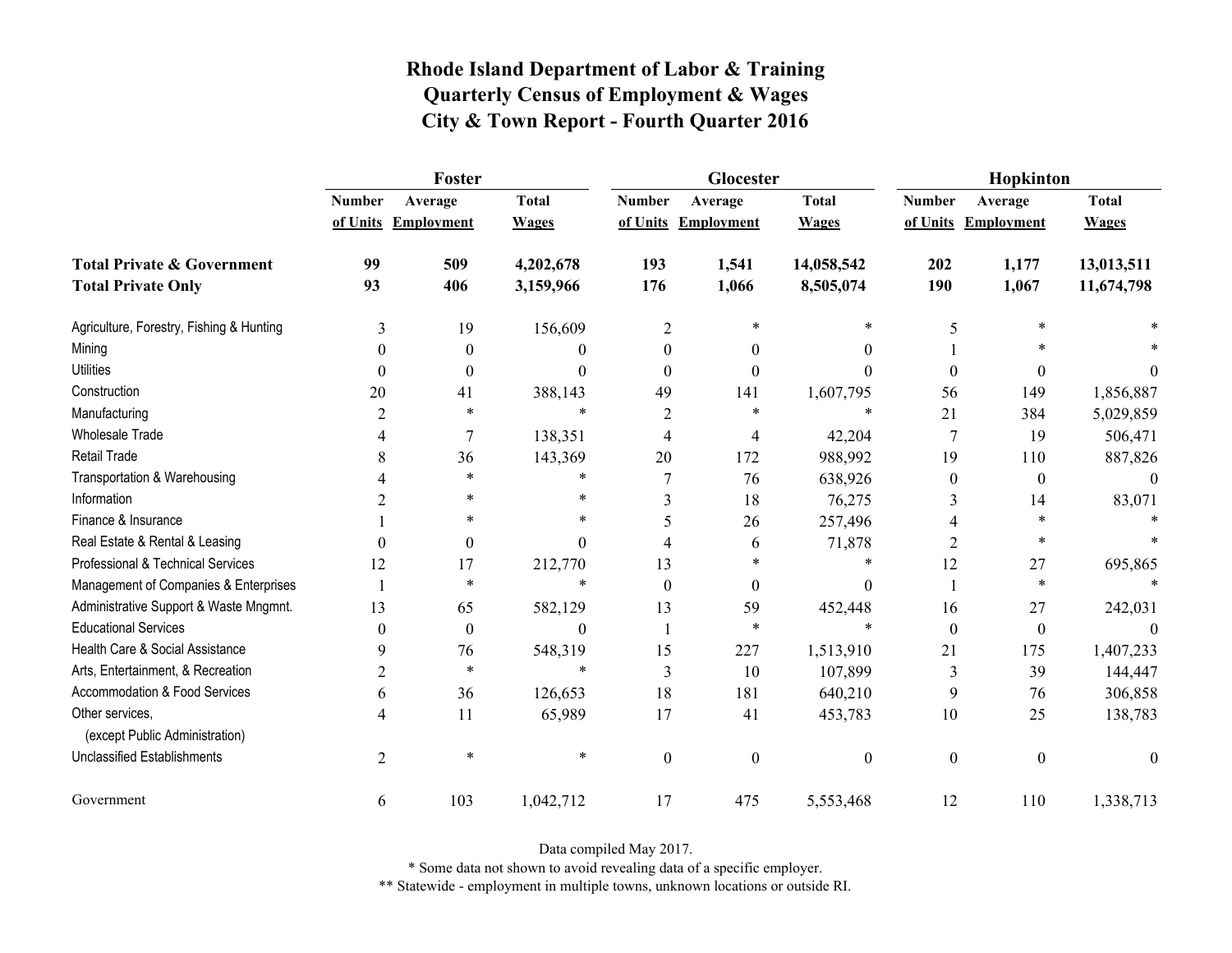# Rhode Island Department of Labor & Training
## Quarterly Census of Employment & Wages
## City & Town Report - Fourth Quarter 2016

| | Foster | | | Glocester | | | Hopkinton | | |
|---|---|---|---|---|---|---|---|---|---|
| | Number of Units | Average Employment | Total Wages | Number of Units | Average Employment | Total Wages | Number of Units | Average Employment | Total Wages |
| **Total Private & Government** | **99** | **509** | **4,202,678** | **193** | **1,541** | **14,058,542** | **202** | **1,177** | **13,013,511** |
| **Total Private Only** | **93** | **406** | **3,159,966** | **176** | **1,066** | **8,505,074** | **190** | **1,067** | **11,674,798** |
| Agriculture, Forestry, Fishing & Hunting | 3 | 19 | 156,609 | 2 | * | * | 5 | * | * |
| Mining | 0 | 0 | 0 | 0 | 0 | 0 | 1 | * | * |
| Utilities | 0 | 0 | 0 | 0 | 0 | 0 | 0 | 0 | 0 |
| Construction | 20 | 41 | 388,143 | 49 | 141 | 1,607,795 | 56 | 149 | 1,856,887 |
| Manufacturing | 2 | * | * | 2 | * | * | 21 | 384 | 5,029,859 |
| Wholesale Trade | 4 | 7 | 138,351 | 4 | 4 | 42,204 | 7 | 19 | 506,471 |
| Retail Trade | 8 | 36 | 143,369 | 20 | 172 | 988,992 | 19 | 110 | 887,826 |
| Transportation & Warehousing | 4 | * | * | 7 | 76 | 638,926 | 0 | 0 | 0 |
| Information | 2 | * | * | 3 | 18 | 76,275 | 3 | 14 | 83,071 |
| Finance & Insurance | 1 | * | * | 5 | 26 | 257,496 | 4 | * | * |
| Real Estate & Rental & Leasing | 0 | 0 | 0 | 4 | 6 | 71,878 | 2 | * | * |
| Professional & Technical Services | 12 | 17 | 212,770 | 13 | * | * | 12 | 27 | 695,865 |
| Management of Companies & Enterprises | 1 | * | * | 0 | 0 | 0 | 1 | * | * |
| Administrative Support & Waste Mngmnt. | 13 | 65 | 582,129 | 13 | 59 | 452,448 | 16 | 27 | 242,031 |
| Educational Services | 0 | 0 | 0 | 1 | * | * | 0 | 0 | 0 |
| Health Care & Social Assistance | 9 | 76 | 548,319 | 15 | 227 | 1,513,910 | 21 | 175 | 1,407,233 |
| Arts, Entertainment, & Recreation | 2 | * | * | 3 | 10 | 107,899 | 3 | 39 | 144,447 |
| Accommodation & Food Services | 6 | 36 | 126,653 | 18 | 181 | 640,210 | 9 | 76 | 306,858 |
| Other services, (except Public Administration) | 4 | 11 | 65,989 | 17 | 41 | 453,783 | 10 | 25 | 138,783 |
| Unclassified Establishments | 2 | * | * | 0 | 0 | 0 | 0 | 0 | 0 |
| Government | 6 | 103 | 1,042,712 | 17 | 475 | 5,553,468 | 12 | 110 | 1,338,713 |

Data compiled May 2017.

* Some data not shown to avoid revealing data of a specific employer.

** Statewide - employment in multiple towns, unknown locations or outside RI.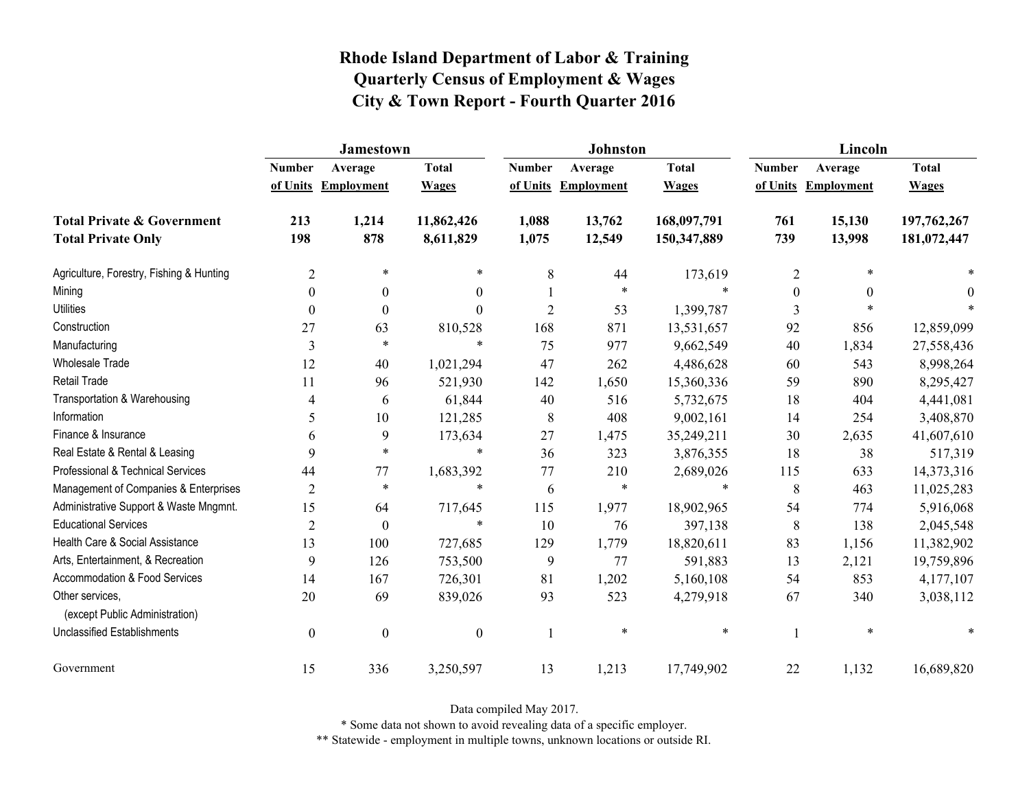# Rhode Island Department of Labor & Training
# Quarterly Census of Employment & Wages
# City & Town Report - Fourth Quarter 2016

| | Jamestown | | | Johnston | | | Lincoln | | |
|---|---|---|---|---|---|---|---|---|---|
| | Number of Units | Average Employment | Total Wages | Number of Units | Average Employment | Total Wages | Number of Units | Average Employment | Total Wages |
| **Total Private & Government** | **213** | **1,214** | **11,862,426** | **1,088** | **13,762** | **168,097,791** | **761** | **15,130** | **197,762,267** |
| **Total Private Only** | **198** | **878** | **8,611,829** | **1,075** | **12,549** | **150,347,889** | **739** | **13,998** | **181,072,447** |
| Agriculture, Forestry, Fishing & Hunting | 2 | * | * | 8 | 44 | 173,619 | 2 | * | * |
| Mining | 0 | 0 | 0 | 1 | * | * | 0 | 0 | 0 |
| Utilities | 0 | 0 | 0 | 2 | 53 | 1,399,787 | 3 | * | * |
| Construction | 27 | 63 | 810,528 | 168 | 871 | 13,531,657 | 92 | 856 | 12,859,099 |
| Manufacturing | 3 | * | * | 75 | 977 | 9,662,549 | 40 | 1,834 | 27,558,436 |
| Wholesale Trade | 12 | 40 | 1,021,294 | 47 | 262 | 4,486,628 | 60 | 543 | 8,998,264 |
| Retail Trade | 11 | 96 | 521,930 | 142 | 1,650 | 15,360,336 | 59 | 890 | 8,295,427 |
| Transportation & Warehousing | 4 | 6 | 61,844 | 40 | 516 | 5,732,675 | 18 | 404 | 4,441,081 |
| Information | 5 | 10 | 121,285 | 8 | 408 | 9,002,161 | 14 | 254 | 3,408,870 |
| Finance & Insurance | 6 | 9 | 173,634 | 27 | 1,475 | 35,249,211 | 30 | 2,635 | 41,607,610 |
| Real Estate & Rental & Leasing | 9 | * | * | 36 | 323 | 3,876,355 | 18 | 38 | 517,319 |
| Professional & Technical Services | 44 | 77 | 1,683,392 | 77 | 210 | 2,689,026 | 115 | 633 | 14,373,316 |
| Management of Companies & Enterprises | 2 | * | * | 6 | * | * | 8 | 463 | 11,025,283 |
| Administrative Support & Waste Mngmnt. | 15 | 64 | 717,645 | 115 | 1,977 | 18,902,965 | 54 | 774 | 5,916,068 |
| Educational Services | 2 | 0 | * | 10 | 76 | 397,138 | 8 | 138 | 2,045,548 |
| Health Care & Social Assistance | 13 | 100 | 727,685 | 129 | 1,779 | 18,820,611 | 83 | 1,156 | 11,382,902 |
| Arts, Entertainment, & Recreation | 9 | 126 | 753,500 | 9 | 77 | 591,883 | 13 | 2,121 | 19,759,896 |
| Accommodation & Food Services | 14 | 167 | 726,301 | 81 | 1,202 | 5,160,108 | 54 | 853 | 4,177,107 |
| Other services, (except Public Administration) | 20 | 69 | 839,026 | 93 | 523 | 4,279,918 | 67 | 340 | 3,038,112 |
| Unclassified Establishments | 0 | 0 | 0 | 1 | * | * | 1 | * | * |
| Government | 15 | 336 | 3,250,597 | 13 | 1,213 | 17,749,902 | 22 | 1,132 | 16,689,820 |

Data compiled May 2017.

* Some data not shown to avoid revealing data of a specific employer.

** Statewide - employment in multiple towns, unknown locations or outside RI.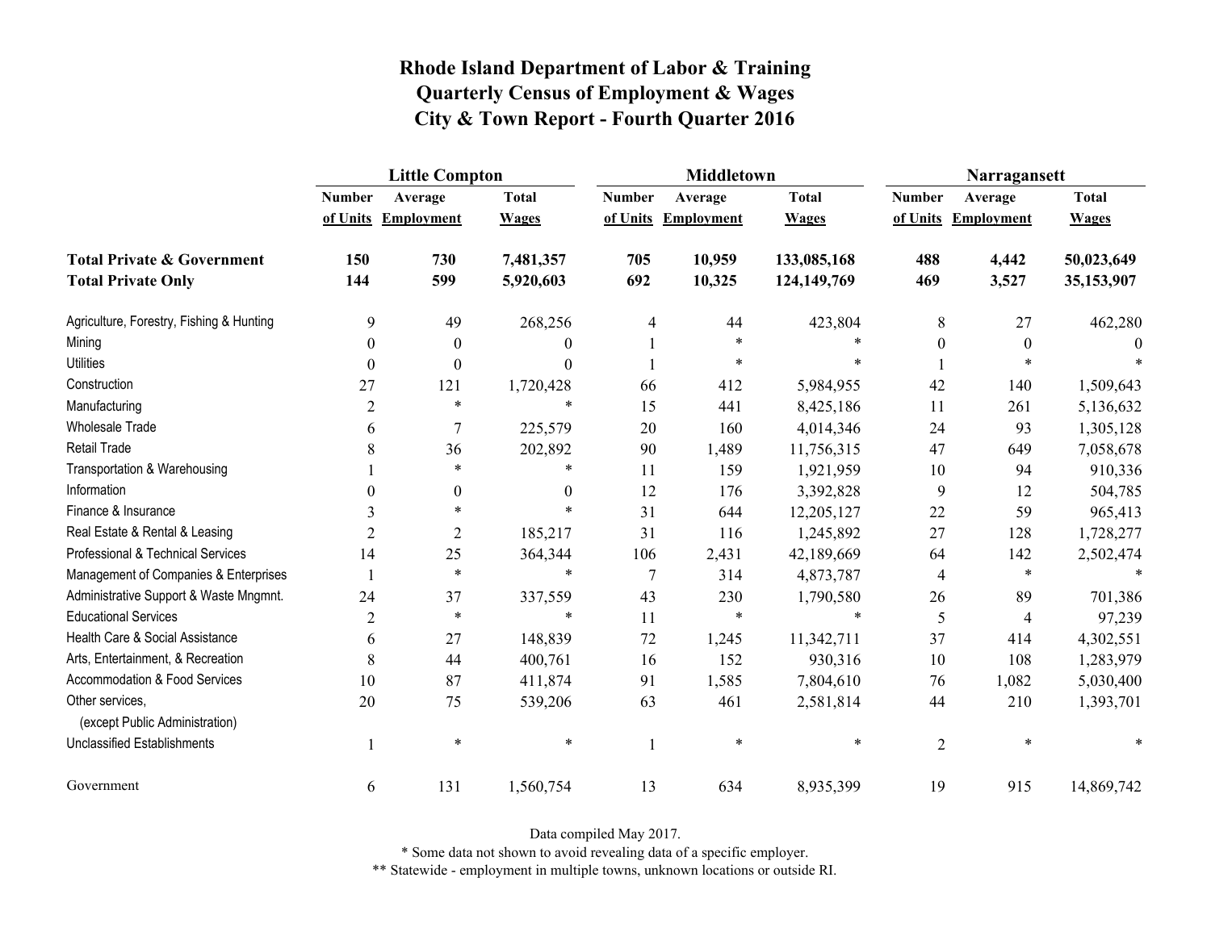# Rhode Island Department of Labor & Training
# Quarterly Census of Employment & Wages
# City & Town Report - Fourth Quarter 2016

| | Little Compton | | | Middletown | | | Narragansett | | |
|---|---|---|---|---|---|---|---|---|---|
| | Number of Units | Average Employment | Total Wages | Number of Units | Average Employment | Total Wages | Number of Units | Average Employment | Total Wages |
| **Total Private & Government** | **150** | **730** | **7,481,357** | **705** | **10,959** | **133,085,168** | **488** | **4,442** | **50,023,649** |
| **Total Private Only** | **144** | **599** | **5,920,603** | **692** | **10,325** | **124,149,769** | **469** | **3,527** | **35,153,907** |
| Agriculture, Forestry, Fishing & Hunting | 9 | 49 | 268,256 | 4 | 44 | 423,804 | 8 | 27 | 462,280 |
| Mining | 0 | 0 | 0 | 1 | * | * | 0 | 0 | 0 |
| Utilities | 0 | 0 | 0 | 1 | * | * | 1 | * | * |
| Construction | 27 | 121 | 1,720,428 | 66 | 412 | 5,984,955 | 42 | 140 | 1,509,643 |
| Manufacturing | 2 | * | * | 15 | 441 | 8,425,186 | 11 | 261 | 5,136,632 |
| Wholesale Trade | 6 | 7 | 225,579 | 20 | 160 | 4,014,346 | 24 | 93 | 1,305,128 |
| Retail Trade | 8 | 36 | 202,892 | 90 | 1,489 | 11,756,315 | 47 | 649 | 7,058,678 |
| Transportation & Warehousing | 1 | * | * | 11 | 159 | 1,921,959 | 10 | 94 | 910,336 |
| Information | 0 | 0 | 0 | 12 | 176 | 3,392,828 | 9 | 12 | 504,785 |
| Finance & Insurance | 3 | * | * | 31 | 644 | 12,205,127 | 22 | 59 | 965,413 |
| Real Estate & Rental & Leasing | 2 | 2 | 185,217 | 31 | 116 | 1,245,892 | 27 | 128 | 1,728,277 |
| Professional & Technical Services | 14 | 25 | 364,344 | 106 | 2,431 | 42,189,669 | 64 | 142 | 2,502,474 |
| Management of Companies & Enterprises | 1 | * | * | 7 | 314 | 4,873,787 | 4 | * | * |
| Administrative Support & Waste Mngmnt. | 24 | 37 | 337,559 | 43 | 230 | 1,790,580 | 26 | 89 | 701,386 |
| Educational Services | 2 | * | * | 11 | * | * | 5 | 4 | 97,239 |
| Health Care & Social Assistance | 6 | 27 | 148,839 | 72 | 1,245 | 11,342,711 | 37 | 414 | 4,302,551 |
| Arts, Entertainment, & Recreation | 8 | 44 | 400,761 | 16 | 152 | 930,316 | 10 | 108 | 1,283,979 |
| Accommodation & Food Services | 10 | 87 | 411,874 | 91 | 1,585 | 7,804,610 | 76 | 1,082 | 5,030,400 |
| Other services, (except Public Administration) | 20 | 75 | 539,206 | 63 | 461 | 2,581,814 | 44 | 210 | 1,393,701 |
| Unclassified Establishments | 1 | * | * | 1 | * | * | 2 | * | * |
| Government | 6 | 131 | 1,560,754 | 13 | 634 | 8,935,399 | 19 | 915 | 14,869,742 |

Data compiled May 2017.

* Some data not shown to avoid revealing data of a specific employer.

** Statewide - employment in multiple towns, unknown locations or outside RI.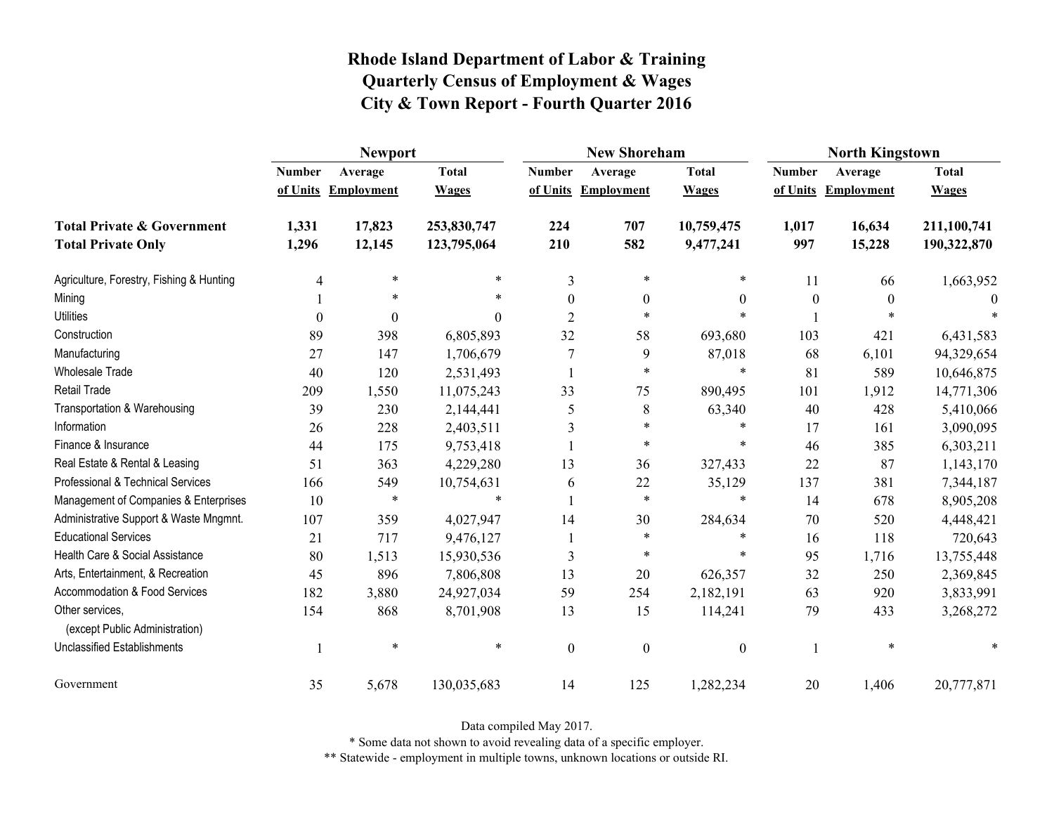# Rhode Island Department of Labor & Training
## Quarterly Census of Employment & Wages
## City & Town Report - Fourth Quarter 2016

| | Newport | | | New Shoreham | | | North Kingstown | | |
|---|---|---|---|---|---|---|---|---|---|
| | Number of Units | Average Employment | Total Wages | Number of Units | Average Employment | Total Wages | Number of Units | Average Employment | Total Wages |
| **Total Private & Government** | **1,331** | **17,823** | **253,830,747** | **224** | **707** | **10,759,475** | **1,017** | **16,634** | **211,100,741** |
| **Total Private Only** | **1,296** | **12,145** | **123,795,064** | **210** | **582** | **9,477,241** | **997** | **15,228** | **190,322,870** |
| Agriculture, Forestry, Fishing & Hunting | 4 | * | * | 3 | * | * | 11 | 66 | 1,663,952 |
| Mining | 1 | * | * | 0 | 0 | 0 | 0 | 0 | 0 |
| Utilities | 0 | 0 | 0 | 2 | * | * | 1 | * | * |
| Construction | 89 | 398 | 6,805,893 | 32 | 58 | 693,680 | 103 | 421 | 6,431,583 |
| Manufacturing | 27 | 147 | 1,706,679 | 7 | 9 | 87,018 | 68 | 6,101 | 94,329,654 |
| Wholesale Trade | 40 | 120 | 2,531,493 | 1 | * | * | 81 | 589 | 10,646,875 |
| Retail Trade | 209 | 1,550 | 11,075,243 | 33 | 75 | 890,495 | 101 | 1,912 | 14,771,306 |
| Transportation & Warehousing | 39 | 230 | 2,144,441 | 5 | 8 | 63,340 | 40 | 428 | 5,410,066 |
| Information | 26 | 228 | 2,403,511 | 3 | * | * | 17 | 161 | 3,090,095 |
| Finance & Insurance | 44 | 175 | 9,753,418 | 1 | * | * | 46 | 385 | 6,303,211 |
| Real Estate & Rental & Leasing | 51 | 363 | 4,229,280 | 13 | 36 | 327,433 | 22 | 87 | 1,143,170 |
| Professional & Technical Services | 166 | 549 | 10,754,631 | 6 | 22 | 35,129 | 137 | 381 | 7,344,187 |
| Management of Companies & Enterprises | 10 | * | * | 1 | * | * | 14 | 678 | 8,905,208 |
| Administrative Support & Waste Mngmnt. | 107 | 359 | 4,027,947 | 14 | 30 | 284,634 | 70 | 520 | 4,448,421 |
| Educational Services | 21 | 717 | 9,476,127 | 1 | * | * | 16 | 118 | 720,643 |
| Health Care & Social Assistance | 80 | 1,513 | 15,930,536 | 3 | * | * | 95 | 1,716 | 13,755,448 |
| Arts, Entertainment, & Recreation | 45 | 896 | 7,806,808 | 13 | 20 | 626,357 | 32 | 250 | 2,369,845 |
| Accommodation & Food Services | 182 | 3,880 | 24,927,034 | 59 | 254 | 2,182,191 | 63 | 920 | 3,833,991 |
| Other services, (except Public Administration) | 154 | 868 | 8,701,908 | 13 | 15 | 114,241 | 79 | 433 | 3,268,272 |
| Unclassified Establishments | 1 | * | * | 0 | 0 | 0 | 1 | * | * |
| Government | 35 | 5,678 | 130,035,683 | 14 | 125 | 1,282,234 | 20 | 1,406 | 20,777,871 |

Data compiled May 2017.

* Some data not shown to avoid revealing data of a specific employer.

** Statewide - employment in multiple towns, unknown locations or outside RI.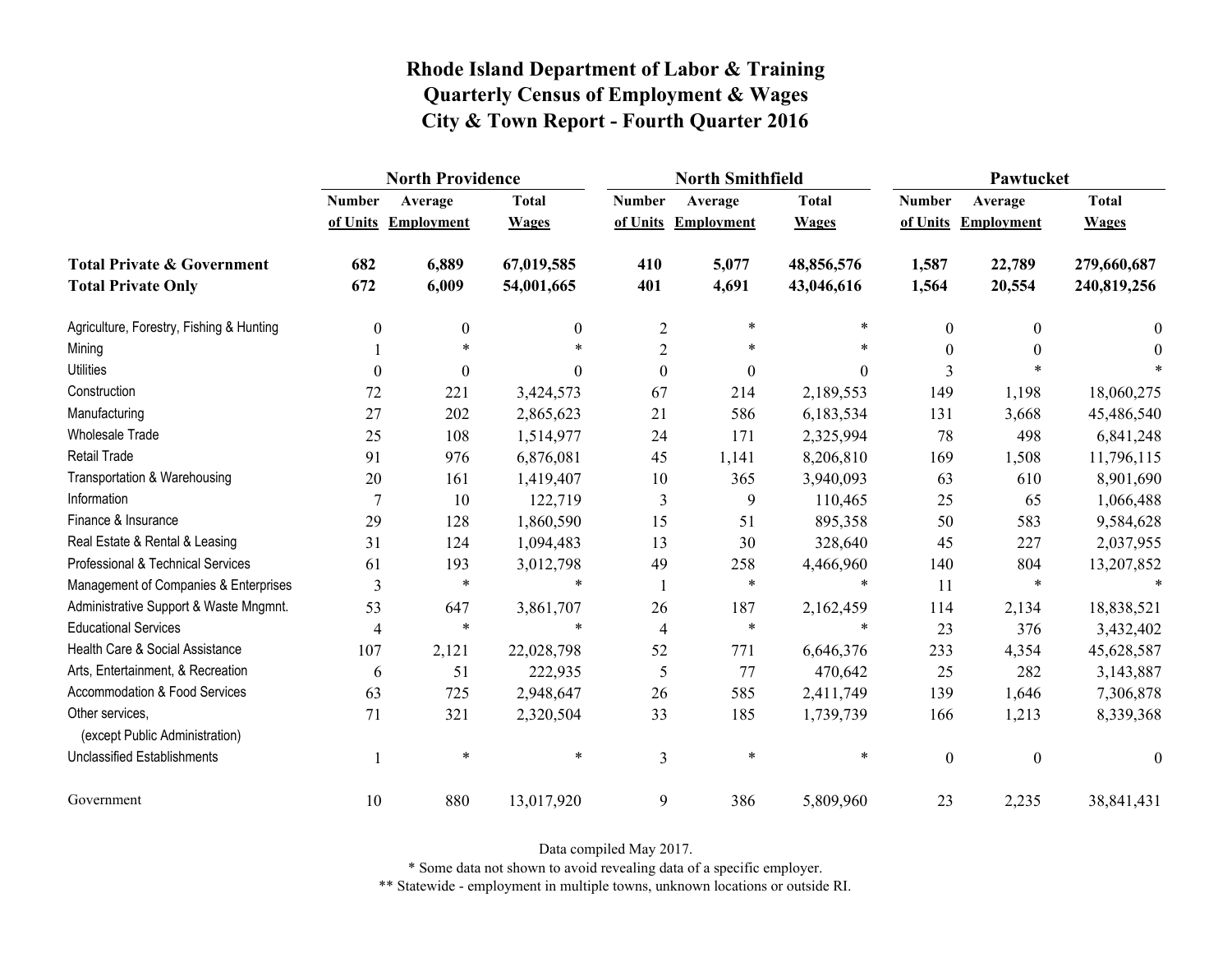# Rhode Island Department of Labor & Training
## Quarterly Census of Employment & Wages
## City & Town Report - Fourth Quarter 2016

| | North Providence | | | North Smithfield | | | Pawtucket | | |
|---|---|---|---|---|---|---|---|---|---|
| | Number of Units | Average Employment | Total Wages | Number of Units | Average Employment | Total Wages | Number of Units | Average Employment | Total Wages |
| **Total Private & Government** | **682** | **6,889** | **67,019,585** | **410** | **5,077** | **48,856,576** | **1,587** | **22,789** | **279,660,687** |
| **Total Private Only** | **672** | **6,009** | **54,001,665** | **401** | **4,691** | **43,046,616** | **1,564** | **20,554** | **240,819,256** |
| Agriculture, Forestry, Fishing & Hunting | 0 | 0 | 0 | 2 | * | * | 0 | 0 | 0 |
| Mining | 1 | * | * | 2 | * | * | 0 | 0 | 0 |
| Utilities | 0 | 0 | 0 | 0 | 0 | 0 | 3 | * | * |
| Construction | 72 | 221 | 3,424,573 | 67 | 214 | 2,189,553 | 149 | 1,198 | 18,060,275 |
| Manufacturing | 27 | 202 | 2,865,623 | 21 | 586 | 6,183,534 | 131 | 3,668 | 45,486,540 |
| Wholesale Trade | 25 | 108 | 1,514,977 | 24 | 171 | 2,325,994 | 78 | 498 | 6,841,248 |
| Retail Trade | 91 | 976 | 6,876,081 | 45 | 1,141 | 8,206,810 | 169 | 1,508 | 11,796,115 |
| Transportation & Warehousing | 20 | 161 | 1,419,407 | 10 | 365 | 3,940,093 | 63 | 610 | 8,901,690 |
| Information | 7 | 10 | 122,719 | 3 | 9 | 110,465 | 25 | 65 | 1,066,488 |
| Finance & Insurance | 29 | 128 | 1,860,590 | 15 | 51 | 895,358 | 50 | 583 | 9,584,628 |
| Real Estate & Rental & Leasing | 31 | 124 | 1,094,483 | 13 | 30 | 328,640 | 45 | 227 | 2,037,955 |
| Professional & Technical Services | 61 | 193 | 3,012,798 | 49 | 258 | 4,466,960 | 140 | 804 | 13,207,852 |
| Management of Companies & Enterprises | 3 | * | * | 1 | * | * | 11 | * | * |
| Administrative Support & Waste Mngmnt. | 53 | 647 | 3,861,707 | 26 | 187 | 2,162,459 | 114 | 2,134 | 18,838,521 |
| Educational Services | 4 | * | * | 4 | * | * | 23 | 376 | 3,432,402 |
| Health Care & Social Assistance | 107 | 2,121 | 22,028,798 | 52 | 771 | 6,646,376 | 233 | 4,354 | 45,628,587 |
| Arts, Entertainment, & Recreation | 6 | 51 | 222,935 | 5 | 77 | 470,642 | 25 | 282 | 3,143,887 |
| Accommodation & Food Services | 63 | 725 | 2,948,647 | 26 | 585 | 2,411,749 | 139 | 1,646 | 7,306,878 |
| Other services, (except Public Administration) | 71 | 321 | 2,320,504 | 33 | 185 | 1,739,739 | 166 | 1,213 | 8,339,368 |
| Unclassified Establishments | 1 | * | * | 3 | * | * | 0 | 0 | 0 |
| Government | 10 | 880 | 13,017,920 | 9 | 386 | 5,809,960 | 23 | 2,235 | 38,841,431 |

Data compiled May 2017.

* Some data not shown to avoid revealing data of a specific employer.

** Statewide - employment in multiple towns, unknown locations or outside RI.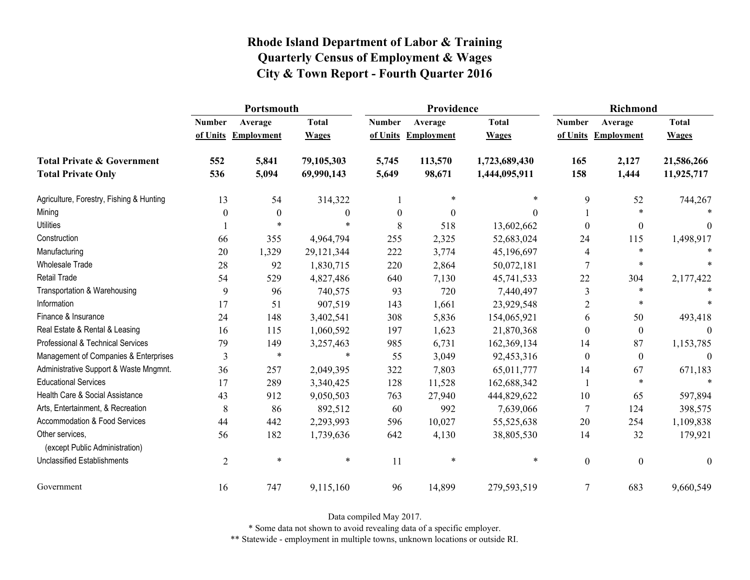# Rhode Island Department of Labor & Training
## Quarterly Census of Employment & Wages
## City & Town Report - Fourth Quarter 2016

| | Portsmouth | | | Providence | | | Richmond | | |
|---|---|---|---|---|---|---|---|---|---|
| | Number of Units | Average Employment | Total Wages | Number of Units | Average Employment | Total Wages | Number of Units | Average Employment | Total Wages |
| **Total Private & Government** | **552** | **5,841** | **79,105,303** | **5,745** | **113,570** | **1,723,689,430** | **165** | **2,127** | **21,586,266** |
| **Total Private Only** | **536** | **5,094** | **69,990,143** | **5,649** | **98,671** | **1,444,095,911** | **158** | **1,444** | **11,925,717** |
| Agriculture, Forestry, Fishing & Hunting | 13 | 54 | 314,322 | 1 | * | * | 9 | 52 | 744,267 |
| Mining | 0 | 0 | 0 | 0 | 0 | 0 | 1 | * | * |
| Utilities | 1 | * | * | 8 | 518 | 13,602,662 | 0 | 0 | 0 |
| Construction | 66 | 355 | 4,964,794 | 255 | 2,325 | 52,683,024 | 24 | 115 | 1,498,917 |
| Manufacturing | 20 | 1,329 | 29,121,344 | 222 | 3,774 | 45,196,697 | 4 | * | * |
| Wholesale Trade | 28 | 92 | 1,830,715 | 220 | 2,864 | 50,072,181 | 7 | * | * |
| Retail Trade | 54 | 529 | 4,827,486 | 640 | 7,130 | 45,741,533 | 22 | 304 | 2,177,422 |
| Transportation & Warehousing | 9 | 96 | 740,575 | 93 | 720 | 7,440,497 | 3 | * | * |
| Information | 17 | 51 | 907,519 | 143 | 1,661 | 23,929,548 | 2 | * | * |
| Finance & Insurance | 24 | 148 | 3,402,541 | 308 | 5,836 | 154,065,921 | 6 | 50 | 493,418 |
| Real Estate & Rental & Leasing | 16 | 115 | 1,060,592 | 197 | 1,623 | 21,870,368 | 0 | 0 | 0 |
| Professional & Technical Services | 79 | 149 | 3,257,463 | 985 | 6,731 | 162,369,134 | 14 | 87 | 1,153,785 |
| Management of Companies & Enterprises | 3 | * | * | 55 | 3,049 | 92,453,316 | 0 | 0 | 0 |
| Administrative Support & Waste Mngmnt. | 36 | 257 | 2,049,395 | 322 | 7,803 | 65,011,777 | 14 | 67 | 671,183 |
| Educational Services | 17 | 289 | 3,340,425 | 128 | 11,528 | 162,688,342 | 1 | * | * |
| Health Care & Social Assistance | 43 | 912 | 9,050,503 | 763 | 27,940 | 444,829,622 | 10 | 65 | 597,894 |
| Arts, Entertainment, & Recreation | 8 | 86 | 892,512 | 60 | 992 | 7,639,066 | 7 | 124 | 398,575 |
| Accommodation & Food Services | 44 | 442 | 2,293,993 | 596 | 10,027 | 55,525,638 | 20 | 254 | 1,109,838 |
| Other services, (except Public Administration) | 56 | 182 | 1,739,636 | 642 | 4,130 | 38,805,530 | 14 | 32 | 179,921 |
| Unclassified Establishments | 2 | * | * | 11 | * | * | 0 | 0 | 0 |
| Government | 16 | 747 | 9,115,160 | 96 | 14,899 | 279,593,519 | 7 | 683 | 9,660,549 |

Data compiled May 2017.

* Some data not shown to avoid revealing data of a specific employer.

** Statewide - employment in multiple towns, unknown locations or outside RI.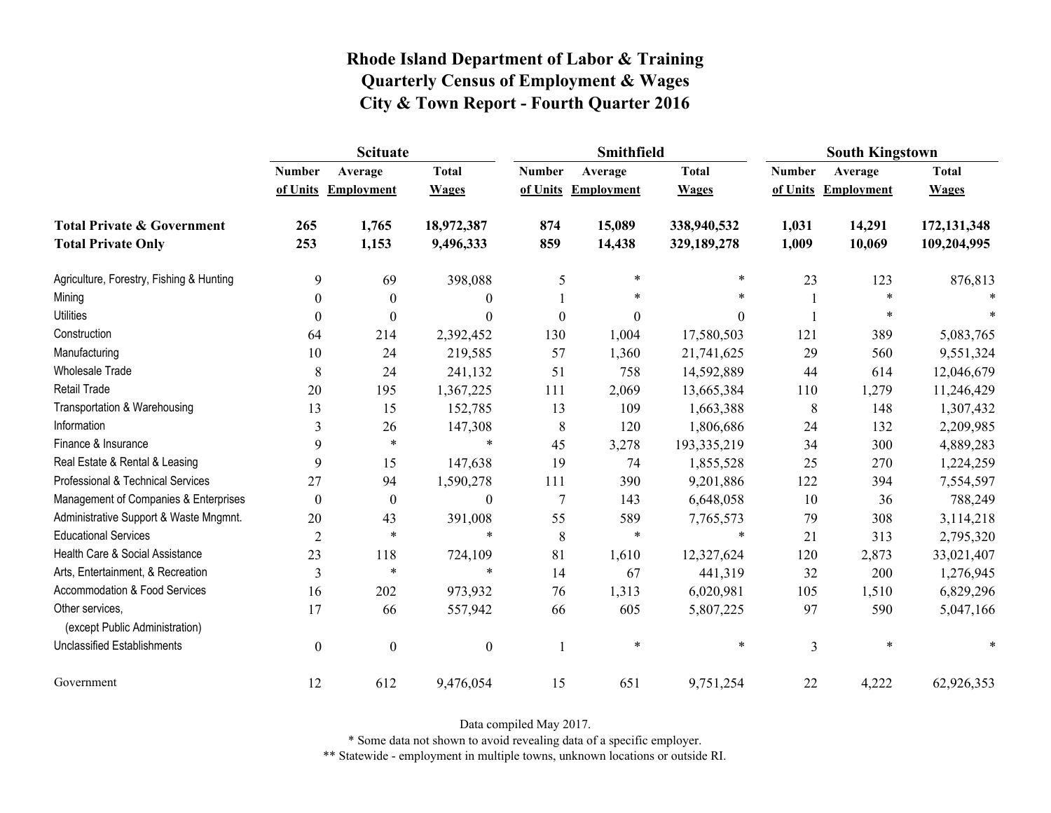# Rhode Island Department of Labor & Training
## Quarterly Census of Employment & Wages
## City & Town Report - Fourth Quarter 2016

| | Scituate | | | Smithfield | | | South Kingstown | | |
|---|---|---|---|---|---|---|---|---|---|
| | Number of Units | Average Employment | Total Wages | Number of Units | Average Employment | Total Wages | Number of Units | Average Employment | Total Wages |
| **Total Private & Government** | **265** | **1,765** | **18,972,387** | **874** | **15,089** | **338,940,532** | **1,031** | **14,291** | **172,131,348** |
| **Total Private Only** | **253** | **1,153** | **9,496,333** | **859** | **14,438** | **329,189,278** | **1,009** | **10,069** | **109,204,995** |
| Agriculture, Forestry, Fishing & Hunting | 9 | 69 | 398,088 | 5 | * | * | 23 | 123 | 876,813 |
| Mining | 0 | 0 | 0 | 1 | * | * | 1 | * | * |
| Utilities | 0 | 0 | 0 | 0 | 0 | 0 | 1 | * | * |
| Construction | 64 | 214 | 2,392,452 | 130 | 1,004 | 17,580,503 | 121 | 389 | 5,083,765 |
| Manufacturing | 10 | 24 | 219,585 | 57 | 1,360 | 21,741,625 | 29 | 560 | 9,551,324 |
| Wholesale Trade | 8 | 24 | 241,132 | 51 | 758 | 14,592,889 | 44 | 614 | 12,046,679 |
| Retail Trade | 20 | 195 | 1,367,225 | 111 | 2,069 | 13,665,384 | 110 | 1,279 | 11,246,429 |
| Transportation & Warehousing | 13 | 15 | 152,785 | 13 | 109 | 1,663,388 | 8 | 148 | 1,307,432 |
| Information | 3 | 26 | 147,308 | 8 | 120 | 1,806,686 | 24 | 132 | 2,209,985 |
| Finance & Insurance | 9 | * | * | 45 | 3,278 | 193,335,219 | 34 | 300 | 4,889,283 |
| Real Estate & Rental & Leasing | 9 | 15 | 147,638 | 19 | 74 | 1,855,528 | 25 | 270 | 1,224,259 |
| Professional & Technical Services | 27 | 94 | 1,590,278 | 111 | 390 | 9,201,886 | 122 | 394 | 7,554,597 |
| Management of Companies & Enterprises | 0 | 0 | 0 | 7 | 143 | 6,648,058 | 10 | 36 | 788,249 |
| Administrative Support & Waste Mngmnt. | 20 | 43 | 391,008 | 55 | 589 | 7,765,573 | 79 | 308 | 3,114,218 |
| Educational Services | 2 | * | * | 8 | * | * | 21 | 313 | 2,795,320 |
| Health Care & Social Assistance | 23 | 118 | 724,109 | 81 | 1,610 | 12,327,624 | 120 | 2,873 | 33,021,407 |
| Arts, Entertainment, & Recreation | 3 | * | * | 14 | 67 | 441,319 | 32 | 200 | 1,276,945 |
| Accommodation & Food Services | 16 | 202 | 973,932 | 76 | 1,313 | 6,020,981 | 105 | 1,510 | 6,829,296 |
| Other services, (except Public Administration) | 17 | 66 | 557,942 | 66 | 605 | 5,807,225 | 97 | 590 | 5,047,166 |
| Unclassified Establishments | 0 | 0 | 0 | 1 | * | * | 3 | * | * |
| Government | 12 | 612 | 9,476,054 | 15 | 651 | 9,751,254 | 22 | 4,222 | 62,926,353 |

Data compiled May 2017.

* Some data not shown to avoid revealing data of a specific employer.

** Statewide - employment in multiple towns, unknown locations or outside RI.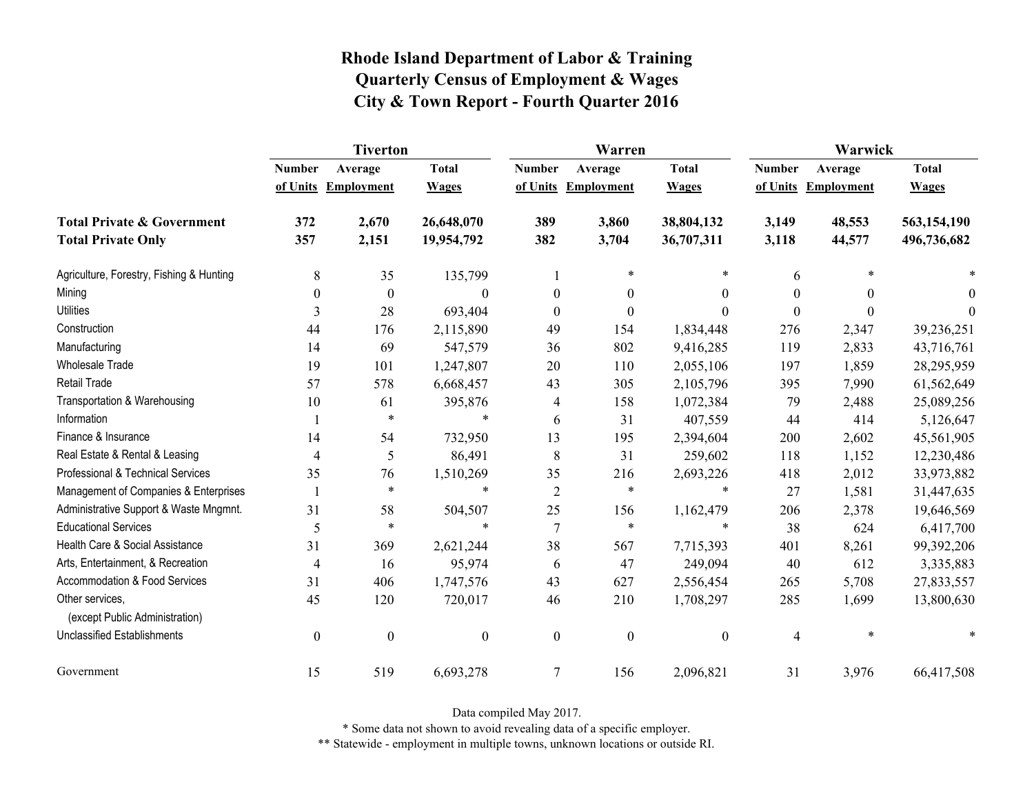# Rhode Island Department of Labor & Training
## Quarterly Census of Employment & Wages
## City & Town Report - Fourth Quarter 2016

| | Tiverton | | | Warren | | | Warwick | | |
|---|---|---|---|---|---|---|---|---|---|
| | Number of Units | Average Employment | Total Wages | Number of Units | Average Employment | Total Wages | Number of Units | Average Employment | Total Wages |
| **Total Private & Government** | **372** | **2,670** | **26,648,070** | **389** | **3,860** | **38,804,132** | **3,149** | **48,553** | **563,154,190** |
| **Total Private Only** | **357** | **2,151** | **19,954,792** | **382** | **3,704** | **36,707,311** | **3,118** | **44,577** | **496,736,682** |
| Agriculture, Forestry, Fishing & Hunting | 8 | 35 | 135,799 | 1 | * | * | 6 | * | * |
| Mining | 0 | 0 | 0 | 0 | 0 | 0 | 0 | 0 | 0 |
| Utilities | 3 | 28 | 693,404 | 0 | 0 | 0 | 0 | 0 | 0 |
| Construction | 44 | 176 | 2,115,890 | 49 | 154 | 1,834,448 | 276 | 2,347 | 39,236,251 |
| Manufacturing | 14 | 69 | 547,579 | 36 | 802 | 9,416,285 | 119 | 2,833 | 43,716,761 |
| Wholesale Trade | 19 | 101 | 1,247,807 | 20 | 110 | 2,055,106 | 197 | 1,859 | 28,295,959 |
| Retail Trade | 57 | 578 | 6,668,457 | 43 | 305 | 2,105,796 | 395 | 7,990 | 61,562,649 |
| Transportation & Warehousing | 10 | 61 | 395,876 | 4 | 158 | 1,072,384 | 79 | 2,488 | 25,089,256 |
| Information | 1 | * | * | 6 | 31 | 407,559 | 44 | 414 | 5,126,647 |
| Finance & Insurance | 14 | 54 | 732,950 | 13 | 195 | 2,394,604 | 200 | 2,602 | 45,561,905 |
| Real Estate & Rental & Leasing | 4 | 5 | 86,491 | 8 | 31 | 259,602 | 118 | 1,152 | 12,230,486 |
| Professional & Technical Services | 35 | 76 | 1,510,269 | 35 | 216 | 2,693,226 | 418 | 2,012 | 33,973,882 |
| Management of Companies & Enterprises | 1 | * | * | 2 | * | * | 27 | 1,581 | 31,447,635 |
| Administrative Support & Waste Mngmnt. | 31 | 58 | 504,507 | 25 | 156 | 1,162,479 | 206 | 2,378 | 19,646,569 |
| Educational Services | 5 | * | * | 7 | * | * | 38 | 624 | 6,417,700 |
| Health Care & Social Assistance | 31 | 369 | 2,621,244 | 38 | 567 | 7,715,393 | 401 | 8,261 | 99,392,206 |
| Arts, Entertainment, & Recreation | 4 | 16 | 95,974 | 6 | 47 | 249,094 | 40 | 612 | 3,335,883 |
| Accommodation & Food Services | 31 | 406 | 1,747,576 | 43 | 627 | 2,556,454 | 265 | 5,708 | 27,833,557 |
| Other services, (except Public Administration) | 45 | 120 | 720,017 | 46 | 210 | 1,708,297 | 285 | 1,699 | 13,800,630 |
| Unclassified Establishments | 0 | 0 | 0 | 0 | 0 | 0 | 4 | * | * |
| Government | 15 | 519 | 6,693,278 | 7 | 156 | 2,096,821 | 31 | 3,976 | 66,417,508 |

Data compiled May 2017.

* Some data not shown to avoid revealing data of a specific employer.

** Statewide - employment in multiple towns, unknown locations or outside RI.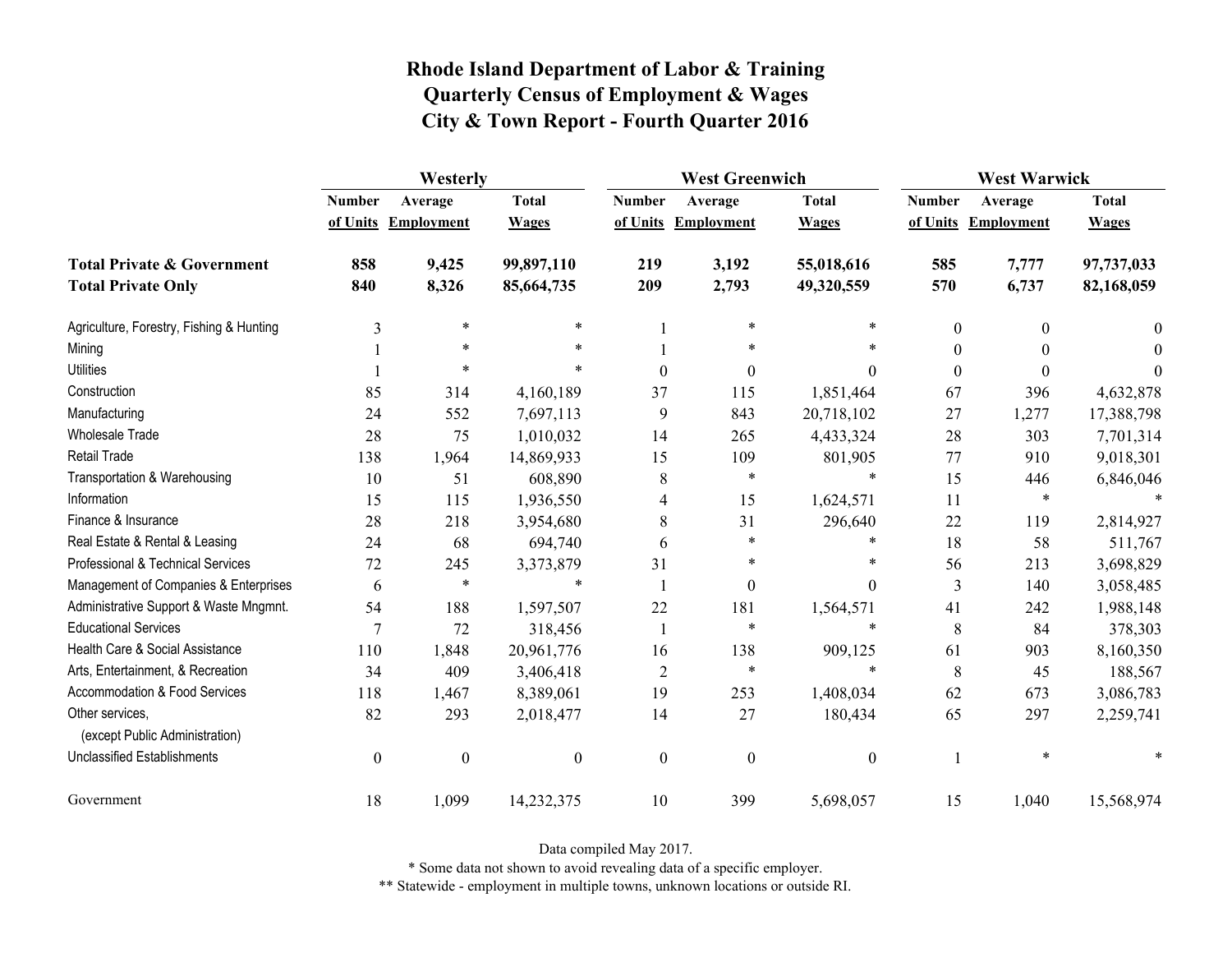# Rhode Island Department of Labor & Training
# Quarterly Census of Employment & Wages
# City & Town Report - Fourth Quarter 2016

| | Westerly | | | West Greenwich | | | West Warwick | | |
|---|---|---|---|---|---|---|---|---|---|
| | Number of Units | Average Employment | Total Wages | Number of Units | Average Employment | Total Wages | Number of Units | Average Employment | Total Wages |
| **Total Private & Government** | **858** | **9,425** | **99,897,110** | **219** | **3,192** | **55,018,616** | **585** | **7,777** | **97,737,033** |
| **Total Private Only** | **840** | **8,326** | **85,664,735** | **209** | **2,793** | **49,320,559** | **570** | **6,737** | **82,168,059** |
| Agriculture, Forestry, Fishing & Hunting | 3 | * | * | 1 | * | * | 0 | 0 | 0 |
| Mining | 1 | * | * | 1 | * | * | 0 | 0 | 0 |
| Utilities | 1 | * | * | 0 | 0 | 0 | 0 | 0 | 0 |
| Construction | 85 | 314 | 4,160,189 | 37 | 115 | 1,851,464 | 67 | 396 | 4,632,878 |
| Manufacturing | 24 | 552 | 7,697,113 | 9 | 843 | 20,718,102 | 27 | 1,277 | 17,388,798 |
| Wholesale Trade | 28 | 75 | 1,010,032 | 14 | 265 | 4,433,324 | 28 | 303 | 7,701,314 |
| Retail Trade | 138 | 1,964 | 14,869,933 | 15 | 109 | 801,905 | 77 | 910 | 9,018,301 |
| Transportation & Warehousing | 10 | 51 | 608,890 | 8 | * | * | 15 | 446 | 6,846,046 |
| Information | 15 | 115 | 1,936,550 | 4 | 15 | 1,624,571 | 11 | * | * |
| Finance & Insurance | 28 | 218 | 3,954,680 | 8 | 31 | 296,640 | 22 | 119 | 2,814,927 |
| Real Estate & Rental & Leasing | 24 | 68 | 694,740 | 6 | * | * | 18 | 58 | 511,767 |
| Professional & Technical Services | 72 | 245 | 3,373,879 | 31 | * | * | 56 | 213 | 3,698,829 |
| Management of Companies & Enterprises | 6 | * | * | 1 | 0 | 0 | 3 | 140 | 3,058,485 |
| Administrative Support & Waste Mngmnt. | 54 | 188 | 1,597,507 | 22 | 181 | 1,564,571 | 41 | 242 | 1,988,148 |
| Educational Services | 7 | 72 | 318,456 | 1 | * | * | 8 | 84 | 378,303 |
| Health Care & Social Assistance | 110 | 1,848 | 20,961,776 | 16 | 138 | 909,125 | 61 | 903 | 8,160,350 |
| Arts, Entertainment, & Recreation | 34 | 409 | 3,406,418 | 2 | * | * | 8 | 45 | 188,567 |
| Accommodation & Food Services | 118 | 1,467 | 8,389,061 | 19 | 253 | 1,408,034 | 62 | 673 | 3,086,783 |
| Other services, (except Public Administration) | 82 | 293 | 2,018,477 | 14 | 27 | 180,434 | 65 | 297 | 2,259,741 |
| Unclassified Establishments | 0 | 0 | 0 | 0 | 0 | 0 | 1 | * | * |
| Government | 18 | 1,099 | 14,232,375 | 10 | 399 | 5,698,057 | 15 | 1,040 | 15,568,974 |

Data compiled May 2017.

* Some data not shown to avoid revealing data of a specific employer.

** Statewide - employment in multiple towns, unknown locations or outside RI.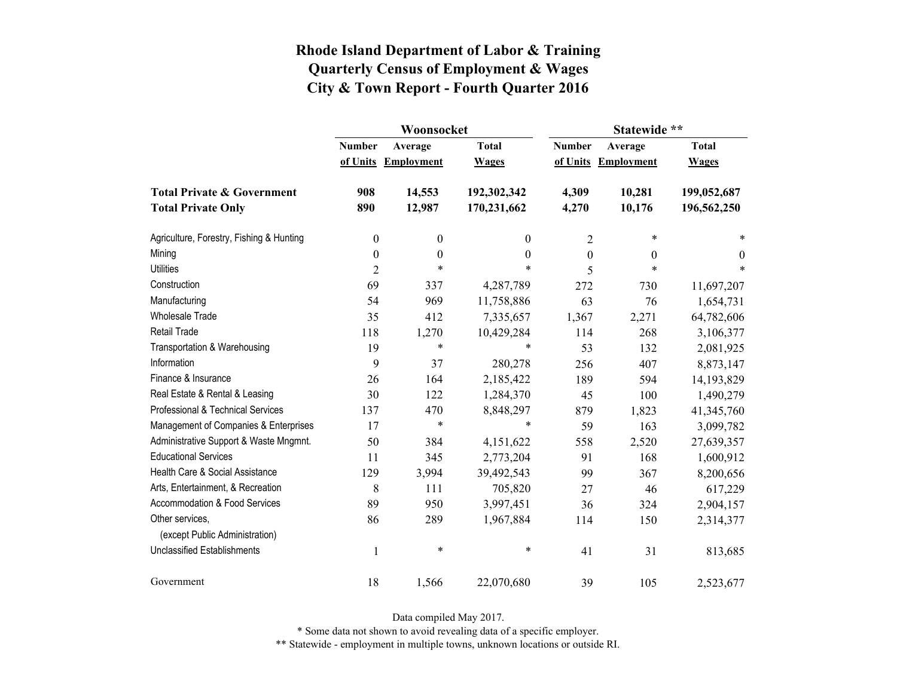# Rhode Island Department of Labor & Training
## Quarterly Census of Employment & Wages
## City & Town Report - Fourth Quarter 2016

| | Woonsocket | | | Statewide ** | | |
|---|---|---|---|---|---|---|
| | Number of Units | Average Employment | Total Wages | Number of Units | Average Employment | Total Wages |
| **Total Private & Government** | **908** | **14,553** | **192,302,342** | **4,309** | **10,281** | **199,052,687** |
| **Total Private Only** | **890** | **12,987** | **170,231,662** | **4,270** | **10,176** | **196,562,250** |
| Agriculture, Forestry, Fishing & Hunting | 0 | 0 | 0 | 2 | * | * |
| Mining | 0 | 0 | 0 | 0 | 0 | 0 |
| Utilities | 2 | * | * | 5 | * | * |
| Construction | 69 | 337 | 4,287,789 | 272 | 730 | 11,697,207 |
| Manufacturing | 54 | 969 | 11,758,886 | 63 | 76 | 1,654,731 |
| Wholesale Trade | 35 | 412 | 7,335,657 | 1,367 | 2,271 | 64,782,606 |
| Retail Trade | 118 | 1,270 | 10,429,284 | 114 | 268 | 3,106,377 |
| Transportation & Warehousing | 19 | * | * | 53 | 132 | 2,081,925 |
| Information | 9 | 37 | 280,278 | 256 | 407 | 8,873,147 |
| Finance & Insurance | 26 | 164 | 2,185,422 | 189 | 594 | 14,193,829 |
| Real Estate & Rental & Leasing | 30 | 122 | 1,284,370 | 45 | 100 | 1,490,279 |
| Professional & Technical Services | 137 | 470 | 8,848,297 | 879 | 1,823 | 41,345,760 |
| Management of Companies & Enterprises | 17 | * | * | 59 | 163 | 3,099,782 |
| Administrative Support & Waste Mngmnt. | 50 | 384 | 4,151,622 | 558 | 2,520 | 27,639,357 |
| Educational Services | 11 | 345 | 2,773,204 | 91 | 168 | 1,600,912 |
| Health Care & Social Assistance | 129 | 3,994 | 39,492,543 | 99 | 367 | 8,200,656 |
| Arts, Entertainment, & Recreation | 8 | 111 | 705,820 | 27 | 46 | 617,229 |
| Accommodation & Food Services | 89 | 950 | 3,997,451 | 36 | 324 | 2,904,157 |
| Other services, (except Public Administration) | 86 | 289 | 1,967,884 | 114 | 150 | 2,314,377 |
| Unclassified Establishments | 1 | * | * | 41 | 31 | 813,685 |
| Government | 18 | 1,566 | 22,070,680 | 39 | 105 | 2,523,677 |

Data compiled May 2017.

* Some data not shown to avoid revealing data of a specific employer.

** Statewide - employment in multiple towns, unknown locations or outside RI.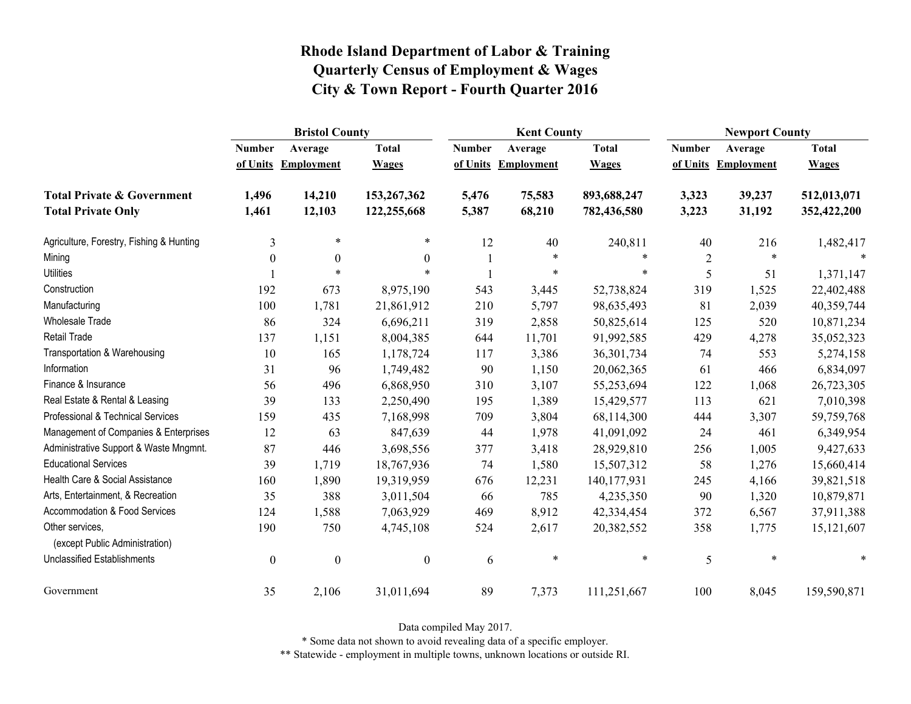# Rhode Island Department of Labor & Training
## Quarterly Census of Employment & Wages
## City & Town Report - Fourth Quarter 2016

| | Bristol County | | | Kent County | | | Newport County | | |
|---|---|---|---|---|---|---|---|---|---|
| | Number of Units | Average Employment | Total Wages | Number of Units | Average Employment | Total Wages | Number of Units | Average Employment | Total Wages |
| **Total Private & Government** | **1,496** | **14,210** | **153,267,362** | **5,476** | **75,583** | **893,688,247** | **3,323** | **39,237** | **512,013,071** |
| **Total Private Only** | **1,461** | **12,103** | **122,255,668** | **5,387** | **68,210** | **782,436,580** | **3,223** | **31,192** | **352,422,200** |
| Agriculture, Forestry, Fishing & Hunting | 3 | * | * | 12 | 40 | 240,811 | 40 | 216 | 1,482,417 |
| Mining | 0 | 0 | 0 | 1 | * | * | 2 | * | * |
| Utilities | 1 | * | * | 1 | * | * | 5 | 51 | 1,371,147 |
| Construction | 192 | 673 | 8,975,190 | 543 | 3,445 | 52,738,824 | 319 | 1,525 | 22,402,488 |
| Manufacturing | 100 | 1,781 | 21,861,912 | 210 | 5,797 | 98,635,493 | 81 | 2,039 | 40,359,744 |
| Wholesale Trade | 86 | 324 | 6,696,211 | 319 | 2,858 | 50,825,614 | 125 | 520 | 10,871,234 |
| Retail Trade | 137 | 1,151 | 8,004,385 | 644 | 11,701 | 91,992,585 | 429 | 4,278 | 35,052,323 |
| Transportation & Warehousing | 10 | 165 | 1,178,724 | 117 | 3,386 | 36,301,734 | 74 | 553 | 5,274,158 |
| Information | 31 | 96 | 1,749,482 | 90 | 1,150 | 20,062,365 | 61 | 466 | 6,834,097 |
| Finance & Insurance | 56 | 496 | 6,868,950 | 310 | 3,107 | 55,253,694 | 122 | 1,068 | 26,723,305 |
| Real Estate & Rental & Leasing | 39 | 133 | 2,250,490 | 195 | 1,389 | 15,429,577 | 113 | 621 | 7,010,398 |
| Professional & Technical Services | 159 | 435 | 7,168,998 | 709 | 3,804 | 68,114,300 | 444 | 3,307 | 59,759,768 |
| Management of Companies & Enterprises | 12 | 63 | 847,639 | 44 | 1,978 | 41,091,092 | 24 | 461 | 6,349,954 |
| Administrative Support & Waste Mngmnt. | 87 | 446 | 3,698,556 | 377 | 3,418 | 28,929,810 | 256 | 1,005 | 9,427,633 |
| Educational Services | 39 | 1,719 | 18,767,936 | 74 | 1,580 | 15,507,312 | 58 | 1,276 | 15,660,414 |
| Health Care & Social Assistance | 160 | 1,890 | 19,319,959 | 676 | 12,231 | 140,177,931 | 245 | 4,166 | 39,821,518 |
| Arts, Entertainment, & Recreation | 35 | 388 | 3,011,504 | 66 | 785 | 4,235,350 | 90 | 1,320 | 10,879,871 |
| Accommodation & Food Services | 124 | 1,588 | 7,063,929 | 469 | 8,912 | 42,334,454 | 372 | 6,567 | 37,911,388 |
| Other services, (except Public Administration) | 190 | 750 | 4,745,108 | 524 | 2,617 | 20,382,552 | 358 | 1,775 | 15,121,607 |
| Unclassified Establishments | 0 | 0 | 0 | 6 | * | * | 5 | * | * |
| Government | 35 | 2,106 | 31,011,694 | 89 | 7,373 | 111,251,667 | 100 | 8,045 | 159,590,871 |

Data compiled May 2017.

* Some data not shown to avoid revealing data of a specific employer.

** Statewide - employment in multiple towns, unknown locations or outside RI.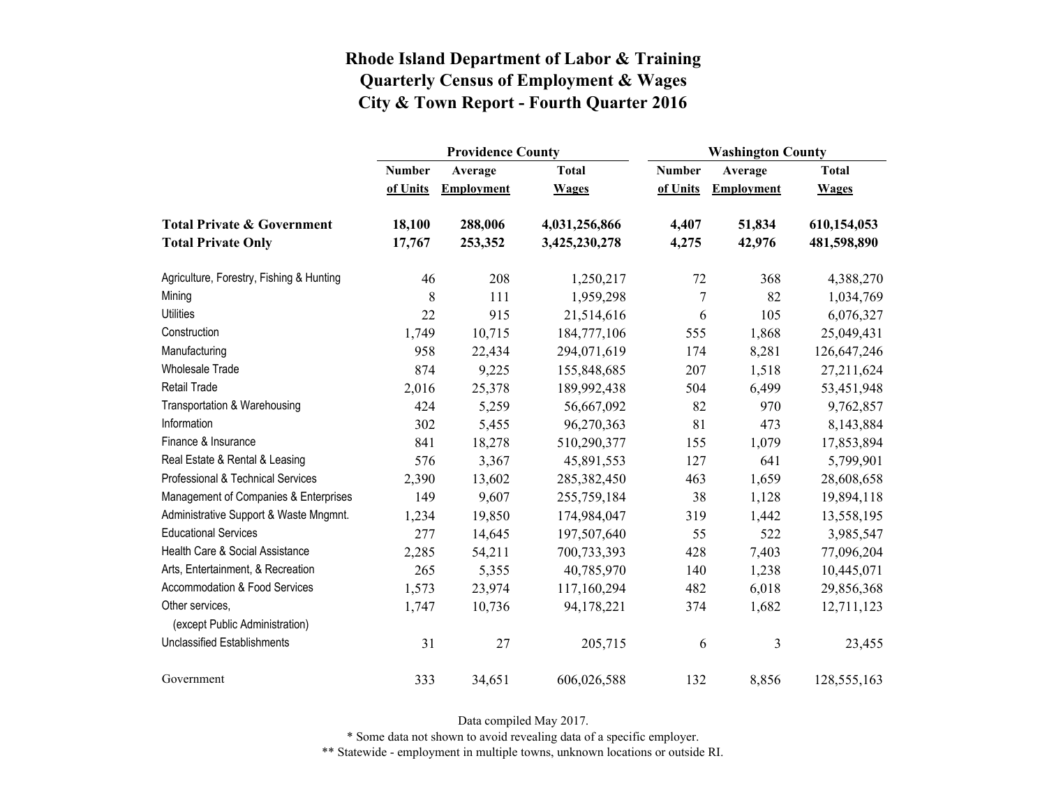# Rhode Island Department of Labor & Training
# Quarterly Census of Employment & Wages
# City & Town Report - Fourth Quarter 2016

| | Providence County | | | Washington County | | |
|---|---|---|---|---|---|---|
| | Number of Units | Average Employment | Total Wages | Number of Units | Average Employment | Total Wages |
| **Total Private & Government** | **18,100** | **288,006** | **4,031,256,866** | **4,407** | **51,834** | **610,154,053** |
| **Total Private Only** | **17,767** | **253,352** | **3,425,230,278** | **4,275** | **42,976** | **481,598,890** |
| Agriculture, Forestry, Fishing & Hunting | 46 | 208 | 1,250,217 | 72 | 368 | 4,388,270 |
| Mining | 8 | 111 | 1,959,298 | 7 | 82 | 1,034,769 |
| Utilities | 22 | 915 | 21,514,616 | 6 | 105 | 6,076,327 |
| Construction | 1,749 | 10,715 | 184,777,106 | 555 | 1,868 | 25,049,431 |
| Manufacturing | 958 | 22,434 | 294,071,619 | 174 | 8,281 | 126,647,246 |
| Wholesale Trade | 874 | 9,225 | 155,848,685 | 207 | 1,518 | 27,211,624 |
| Retail Trade | 2,016 | 25,378 | 189,992,438 | 504 | 6,499 | 53,451,948 |
| Transportation & Warehousing | 424 | 5,259 | 56,667,092 | 82 | 970 | 9,762,857 |
| Information | 302 | 5,455 | 96,270,363 | 81 | 473 | 8,143,884 |
| Finance & Insurance | 841 | 18,278 | 510,290,377 | 155 | 1,079 | 17,853,894 |
| Real Estate & Rental & Leasing | 576 | 3,367 | 45,891,553 | 127 | 641 | 5,799,901 |
| Professional & Technical Services | 2,390 | 13,602 | 285,382,450 | 463 | 1,659 | 28,608,658 |
| Management of Companies & Enterprises | 149 | 9,607 | 255,759,184 | 38 | 1,128 | 19,894,118 |
| Administrative Support & Waste Mngmnt. | 1,234 | 19,850 | 174,984,047 | 319 | 1,442 | 13,558,195 |
| Educational Services | 277 | 14,645 | 197,507,640 | 55 | 522 | 3,985,547 |
| Health Care & Social Assistance | 2,285 | 54,211 | 700,733,393 | 428 | 7,403 | 77,096,204 |
| Arts, Entertainment, & Recreation | 265 | 5,355 | 40,785,970 | 140 | 1,238 | 10,445,071 |
| Accommodation & Food Services | 1,573 | 23,974 | 117,160,294 | 482 | 6,018 | 29,856,368 |
| Other services, (except Public Administration) | 1,747 | 10,736 | 94,178,221 | 374 | 1,682 | 12,711,123 |
| Unclassified Establishments | 31 | 27 | 205,715 | 6 | 3 | 23,455 |
| Government | 333 | 34,651 | 606,026,588 | 132 | 8,856 | 128,555,163 |

Data compiled May 2017.

* Some data not shown to avoid revealing data of a specific employer.

** Statewide - employment in multiple towns, unknown locations or outside RI.